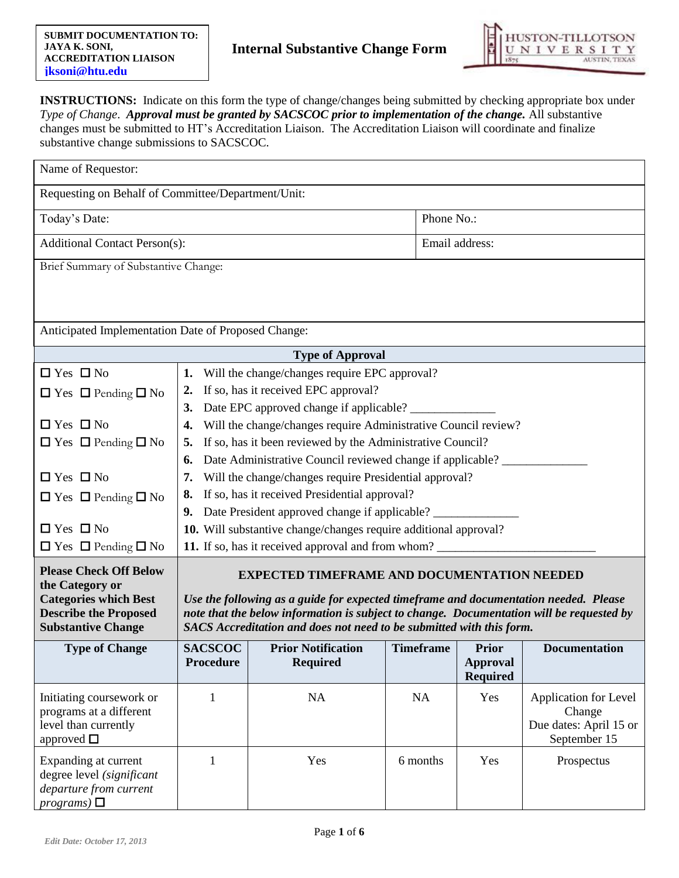**SUBMIT DOCUMENTATION TO:**
**JAYA K. SONI,**
**ACCREDITATION LIAISON**
**jksoni@htu.edu**

# Internal Substantive Change Form

HUSTON-TILLOTSON UNIVERSITY 1875 AUSTIN, TEXAS

**INSTRUCTIONS:** Indicate on this form the type of change/changes being submitted by checking appropriate box under *Type of Change*. ***Approval must be granted by SACSCOC prior to implementation of the change.*** All substantive changes must be submitted to HT's Accreditation Liaison. The Accreditation Liaison will coordinate and finalize substantive change submissions to SACSCOC.

| | |
|---|---|
| Name of Requestor: | |
| Requesting on Behalf of Committee/Department/Unit: | |
| Today's Date: | Phone No.: |
| Additional Contact Person(s): | Email address: |
| Brief Summary of Substantive Change: | |
| Anticipated Implementation Date of Proposed Change: | |

**Type of Approval**

| | |
|---|---|
| ☐ Yes ☐ No | **1.** Will the change/changes require EPC approval? |
| ☐ Yes ☐ Pending ☐ No | **2.** If so, has it received EPC approval? |
| | **3.** Date EPC approved change if applicable? ______________ |
| ☐ Yes ☐ No | **4.** Will the change/changes require Administrative Council review? |
| ☐ Yes ☐ Pending ☐ No | **5.** If so, has it been reviewed by the Administrative Council? |
| | **6.** Date Administrative Council reviewed change if applicable? ______________ |
| ☐ Yes ☐ No | **7.** Will the change/changes require Presidential approval? |
| ☐ Yes ☐ Pending ☐ No | **8.** If so, has it received Presidential approval? |
| | **9.** Date President approved change if applicable? ______________ |
| ☐ Yes ☐ No | **10.** Will substantive change/changes require additional approval? |
| ☐ Yes ☐ Pending ☐ No | **11.** If so, has it received approval and from whom? __________________________ |

**Please Check Off Below the Category or Categories which Best Describe the Proposed Substantive Change**

**EXPECTED TIMEFRAME AND DOCUMENTATION NEEDED**

***Use the following as a guide for expected timeframe and documentation needed. Please note that the below information is subject to change. Documentation will be requested by SACS Accreditation and does not need to be submitted with this form.***

| Type of Change | SACSCOC Procedure | Prior Notification Required | Timeframe | Prior Approval Required | Documentation |
|---|---|---|---|---|---|
| Initiating coursework or programs at a different level than currently approved ☐ | 1 | NA | NA | Yes | Application for Level Change Due dates: April 15 or September 15 |
| Expanding at current degree level *(significant departure from current programs)* ☐ | 1 | Yes | 6 months | Yes | Prospectus |

*Edit Date: October 17, 2013*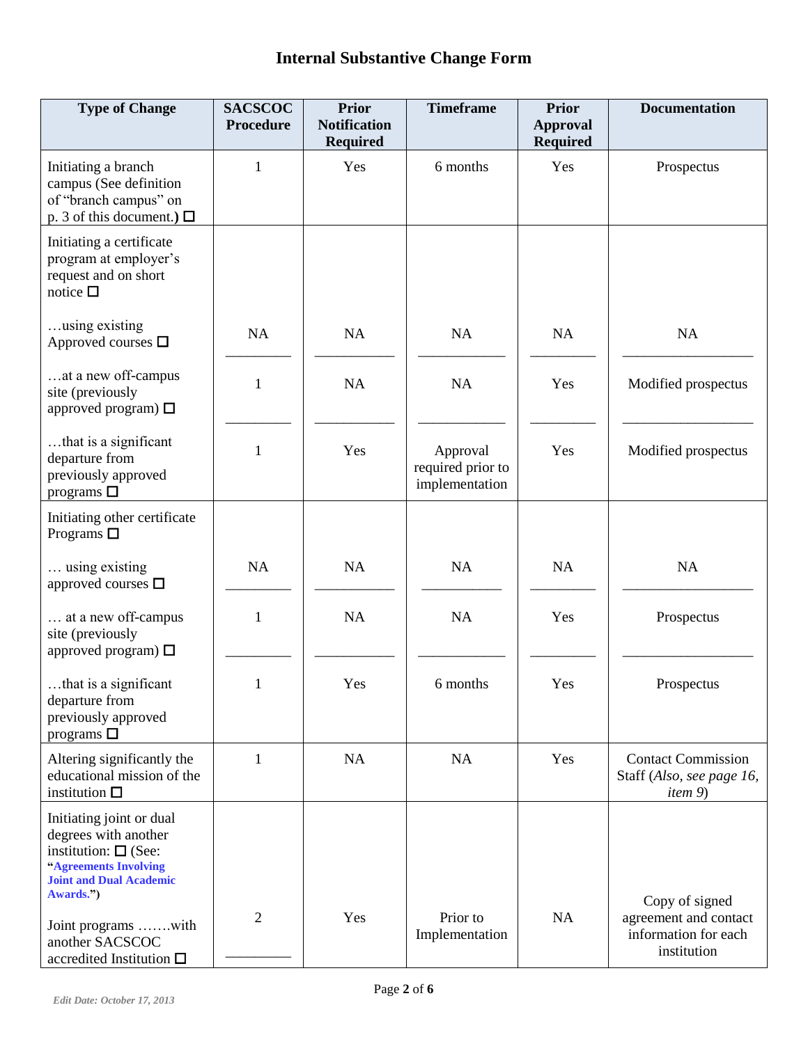# Internal Substantive Change Form

| Type of Change | SACSCOC Procedure | Prior Notification Required | Timeframe | Prior Approval Required | Documentation |
|---|---|---|---|---|---|
| Initiating a branch campus (See definition of "branch campus" on p. 3 of this document.) ☐ | 1 | Yes | 6 months | Yes | Prospectus |
| Initiating a certificate program at employer's request and on short notice ☐ | | | | | |
| …using existing Approved courses ☐ | NA | NA | NA | NA | NA |
| …at a new off-campus site (previously approved program) ☐ | 1 | NA | NA | Yes | Modified prospectus |
| …that is a significant departure from previously approved programs ☐ | 1 | Yes | Approval required prior to implementation | Yes | Modified prospectus |
| Initiating other certificate Programs ☐ | | | | | |
| … using existing approved courses ☐ | NA | NA | NA | NA | NA |
| … at a new off-campus site (previously approved program) ☐ | 1 | NA | NA | Yes | Prospectus |
| …that is a significant departure from previously approved programs ☐ | 1 | Yes | 6 months | Yes | Prospectus |
| Altering significantly the educational mission of the institution ☐ | 1 | NA | NA | Yes | Contact Commission Staff (*Also, see page 16, item 9*) |
| Initiating joint or dual degrees with another institution: ☐ (See: "**Agreements Involving Joint and Dual Academic Awards.**") | | | | | |
| Joint programs …….with another SACSCOC accredited Institution ☐ | 2 | Yes | Prior to Implementation | NA | Copy of signed agreement and contact information for each institution |

*Edit Date: October 17, 2013*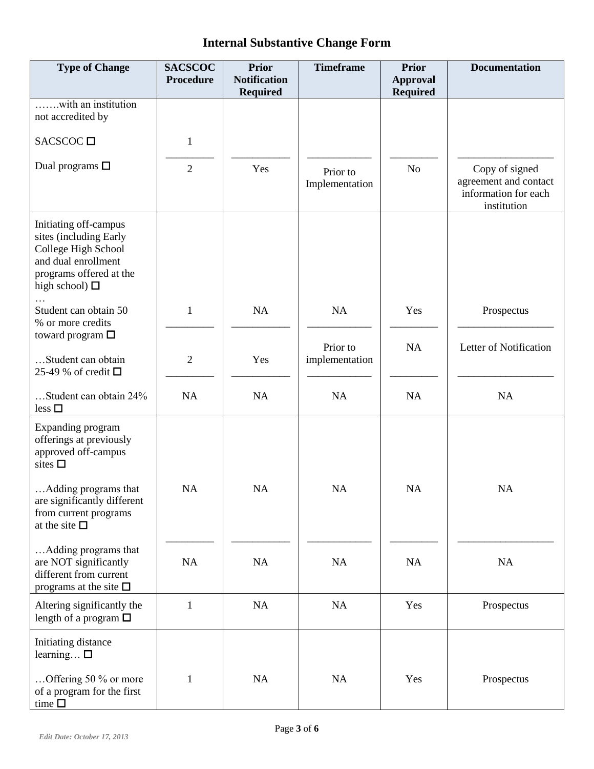# Internal Substantive Change Form

| Type of Change | SACSCOC Procedure | Prior Notification Required | Timeframe | Prior Approval Required | Documentation |
|---|---|---|---|---|---|
| …….with an institution not accredited by | | | | | |
| SACSCOC ☐ | 1 | | | | |
| Dual programs ☐ | 2 | Yes | Prior to Implementation | No | Copy of signed agreement and contact information for each institution |
| Initiating off-campus sites (including Early College High School and dual enrollment programs offered at the high school) ☐ … | | | | | |
| Student can obtain 50 % or more credits toward program ☐ | 1 | NA | NA | Yes | Prospectus |
| …Student can obtain 25-49 % of credit ☐ | 2 | Yes | Prior to implementation | NA | Letter of Notification |
| …Student can obtain 24% less ☐ | NA | NA | NA | NA | NA |
| Expanding program offerings at previously approved off-campus sites ☐ | | | | | |
| …Adding programs that are significantly different from current programs at the site ☐ | NA | NA | NA | NA | NA |
| …Adding programs that are NOT significantly different from current programs at the site ☐ | NA | NA | NA | NA | NA |
| Altering significantly the length of a program ☐ | 1 | NA | NA | Yes | Prospectus |
| Initiating distance learning… ☐ | | | | | |
| …Offering 50 % or more of a program for the first time ☐ | 1 | NA | NA | Yes | Prospectus |

*Edit Date: October 17, 2013*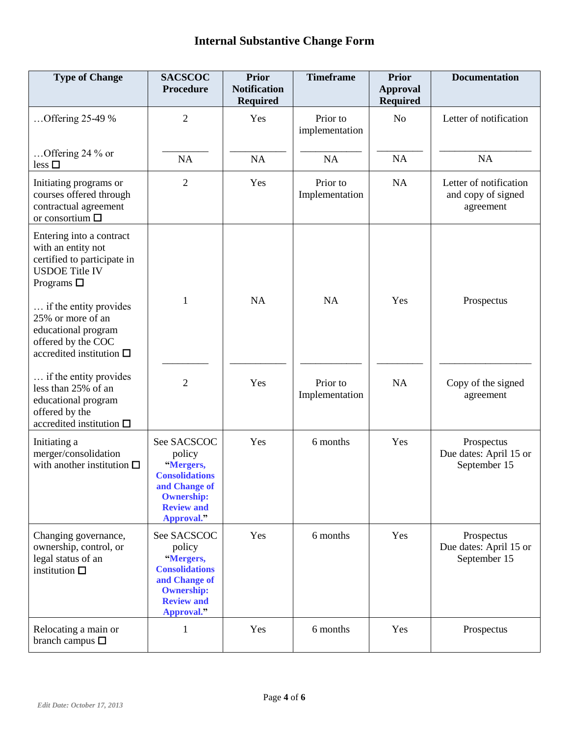# Internal Substantive Change Form

| Type of Change | SACSCOC Procedure | Prior Notification Required | Timeframe | Prior Approval Required | Documentation |
|---|---|---|---|---|---|
| …Offering 25-49 % | 2 | Yes | Prior to implementation | No | Letter of notification |
| …Offering 24 % or less ☐ | NA | NA | NA | NA | NA |
| Initiating programs or courses offered through contractual agreement or consortium ☐ | 2 | Yes | Prior to Implementation | NA | Letter of notification and copy of signed agreement |
| Entering into a contract with an entity not certified to participate in USDOE Title IV Programs ☐ … if the entity provides 25% or more of an educational program offered by the COC accredited institution ☐ | 1 | NA | NA | Yes | Prospectus |
| … if the entity provides less than 25% of an educational program offered by the accredited institution ☐ | 2 | Yes | Prior to Implementation | NA | Copy of the signed agreement |
| Initiating a merger/consolidation with another institution ☐ | See SACSCOC policy "**Mergers, Consolidations and Change of Ownership: Review and Approval.**" | Yes | 6 months | Yes | Prospectus Due dates: April 15 or September 15 |
| Changing governance, ownership, control, or legal status of an institution ☐ | See SACSCOC policy "**Mergers, Consolidations and Change of Ownership: Review and Approval.**" | Yes | 6 months | Yes | Prospectus Due dates: April 15 or September 15 |
| Relocating a main or branch campus ☐ | 1 | Yes | 6 months | Yes | Prospectus |

*Edit Date: October 17, 2013*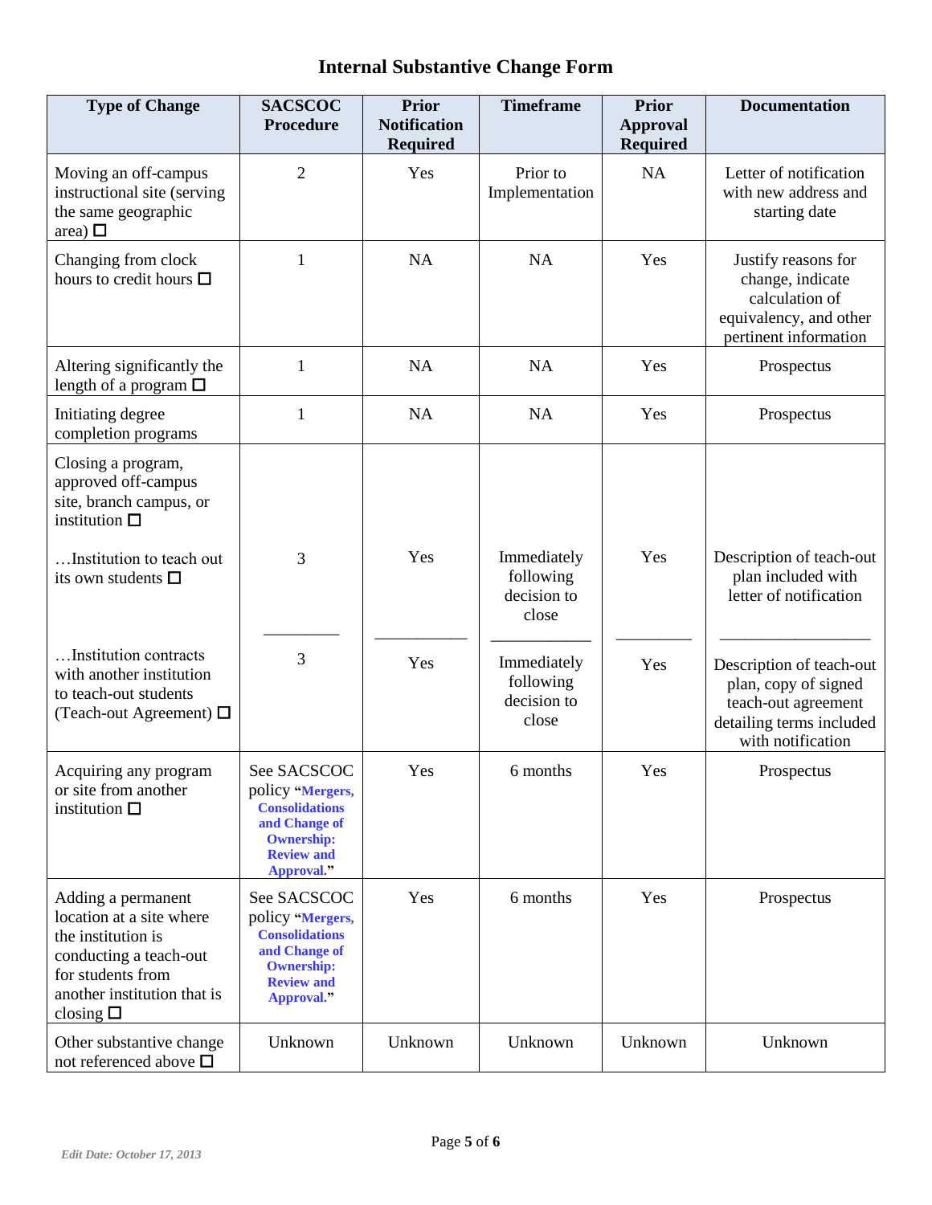# Internal Substantive Change Form

| Type of Change | SACSCOC Procedure | Prior Notification Required | Timeframe | Prior Approval Required | Documentation |
|---|---|---|---|---|---|
| Moving an off-campus instructional site (serving the same geographic area) ☐ | 2 | Yes | Prior to Implementation | NA | Letter of notification with new address and starting date |
| Changing from clock hours to credit hours ☐ | 1 | NA | NA | Yes | Justify reasons for change, indicate calculation of equivalency, and other pertinent information |
| Altering significantly the length of a program ☐ | 1 | NA | NA | Yes | Prospectus |
| Initiating degree completion programs | 1 | NA | NA | Yes | Prospectus |
| Closing a program, approved off-campus site, branch campus, or institution ☐ | | | | | |
| …Institution to teach out its own students ☐ | 3 | Yes | Immediately following decision to close | Yes | Description of teach-out plan included with letter of notification |
| …Institution contracts with another institution to teach-out students (Teach-out Agreement) ☐ | 3 | Yes | Immediately following decision to close | Yes | Description of teach-out plan, copy of signed teach-out agreement detailing terms included with notification |
| Acquiring any program or site from another institution ☐ | See SACSCOC policy "**Mergers, Consolidations and Change of Ownership: Review and Approval.**" | Yes | 6 months | Yes | Prospectus |
| Adding a permanent location at a site where the institution is conducting a teach-out for students from another institution that is closing ☐ | See SACSCOC policy "**Mergers, Consolidations and Change of Ownership: Review and Approval.**" | Yes | 6 months | Yes | Prospectus |
| Other substantive change not referenced above ☐ | Unknown | Unknown | Unknown | Unknown | Unknown |

*Edit Date: October 17, 2013*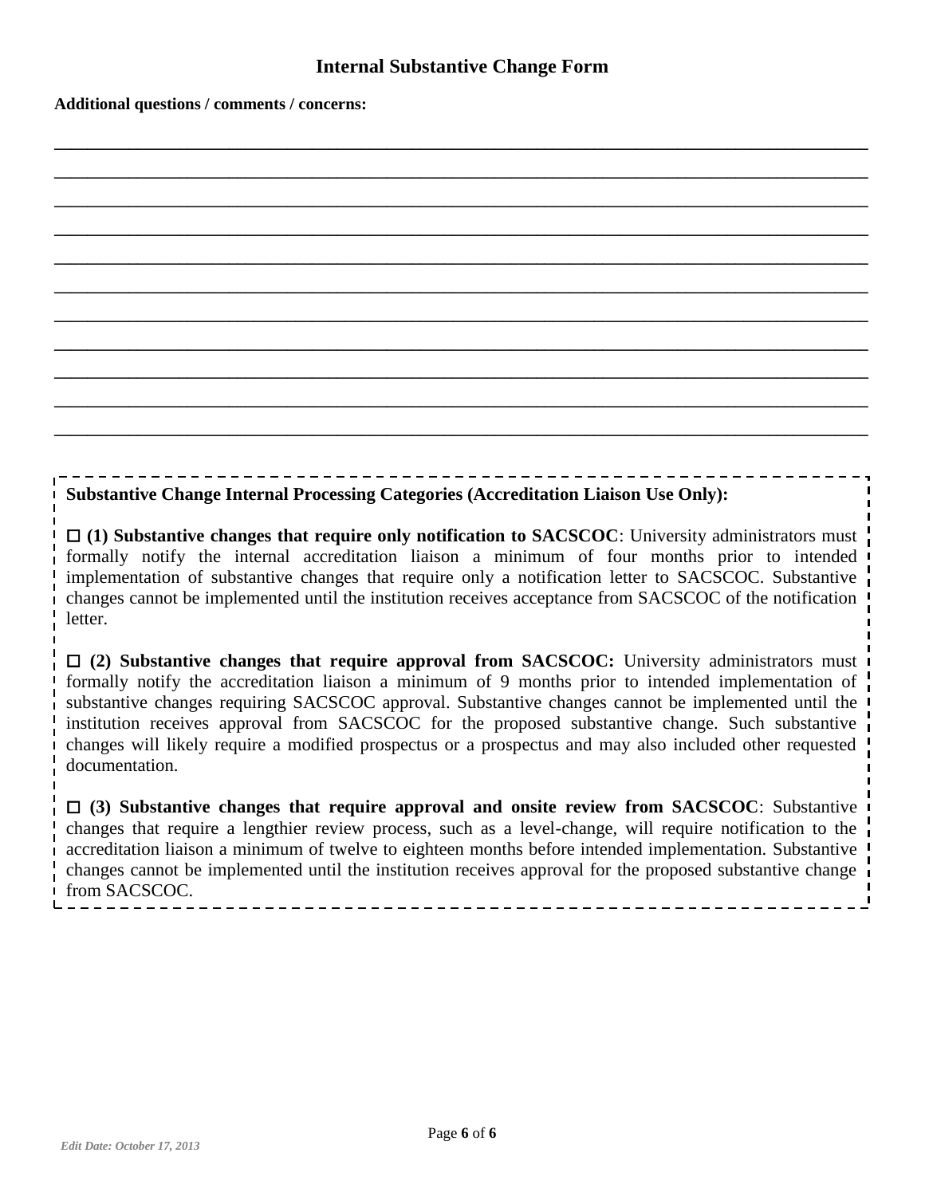## Internal Substantive Change Form

**Additional questions / comments / concerns:**

\_\_\_\_\_\_\_\_\_\_\_\_\_\_\_\_\_\_\_\_\_\_\_\_\_\_\_\_\_\_\_\_\_\_\_\_\_\_\_\_\_\_\_\_\_\_\_\_\_\_\_\_\_\_\_\_\_\_\_\_\_\_\_\_\_\_\_\_\_\_\_\_\_\_\_\_\_\_

\_\_\_\_\_\_\_\_\_\_\_\_\_\_\_\_\_\_\_\_\_\_\_\_\_\_\_\_\_\_\_\_\_\_\_\_\_\_\_\_\_\_\_\_\_\_\_\_\_\_\_\_\_\_\_\_\_\_\_\_\_\_\_\_\_\_\_\_\_\_\_\_\_\_\_\_\_\_

\_\_\_\_\_\_\_\_\_\_\_\_\_\_\_\_\_\_\_\_\_\_\_\_\_\_\_\_\_\_\_\_\_\_\_\_\_\_\_\_\_\_\_\_\_\_\_\_\_\_\_\_\_\_\_\_\_\_\_\_\_\_\_\_\_\_\_\_\_\_\_\_\_\_\_\_\_\_

\_\_\_\_\_\_\_\_\_\_\_\_\_\_\_\_\_\_\_\_\_\_\_\_\_\_\_\_\_\_\_\_\_\_\_\_\_\_\_\_\_\_\_\_\_\_\_\_\_\_\_\_\_\_\_\_\_\_\_\_\_\_\_\_\_\_\_\_\_\_\_\_\_\_\_\_\_\_

\_\_\_\_\_\_\_\_\_\_\_\_\_\_\_\_\_\_\_\_\_\_\_\_\_\_\_\_\_\_\_\_\_\_\_\_\_\_\_\_\_\_\_\_\_\_\_\_\_\_\_\_\_\_\_\_\_\_\_\_\_\_\_\_\_\_\_\_\_\_\_\_\_\_\_\_\_\_

\_\_\_\_\_\_\_\_\_\_\_\_\_\_\_\_\_\_\_\_\_\_\_\_\_\_\_\_\_\_\_\_\_\_\_\_\_\_\_\_\_\_\_\_\_\_\_\_\_\_\_\_\_\_\_\_\_\_\_\_\_\_\_\_\_\_\_\_\_\_\_\_\_\_\_\_\_\_

\_\_\_\_\_\_\_\_\_\_\_\_\_\_\_\_\_\_\_\_\_\_\_\_\_\_\_\_\_\_\_\_\_\_\_\_\_\_\_\_\_\_\_\_\_\_\_\_\_\_\_\_\_\_\_\_\_\_\_\_\_\_\_\_\_\_\_\_\_\_\_\_\_\_\_\_\_\_

\_\_\_\_\_\_\_\_\_\_\_\_\_\_\_\_\_\_\_\_\_\_\_\_\_\_\_\_\_\_\_\_\_\_\_\_\_\_\_\_\_\_\_\_\_\_\_\_\_\_\_\_\_\_\_\_\_\_\_\_\_\_\_\_\_\_\_\_\_\_\_\_\_\_\_\_\_\_

\_\_\_\_\_\_\_\_\_\_\_\_\_\_\_\_\_\_\_\_\_\_\_\_\_\_\_\_\_\_\_\_\_\_\_\_\_\_\_\_\_\_\_\_\_\_\_\_\_\_\_\_\_\_\_\_\_\_\_\_\_\_\_\_\_\_\_\_\_\_\_\_\_\_\_\_\_\_

\_\_\_\_\_\_\_\_\_\_\_\_\_\_\_\_\_\_\_\_\_\_\_\_\_\_\_\_\_\_\_\_\_\_\_\_\_\_\_\_\_\_\_\_\_\_\_\_\_\_\_\_\_\_\_\_\_\_\_\_\_\_\_\_\_\_\_\_\_\_\_\_\_\_\_\_\_\_

\_\_\_\_\_\_\_\_\_\_\_\_\_\_\_\_\_\_\_\_\_\_\_\_\_\_\_\_\_\_\_\_\_\_\_\_\_\_\_\_\_\_\_\_\_\_\_\_\_\_\_\_\_\_\_\_\_\_\_\_\_\_\_\_\_\_\_\_\_\_\_\_\_\_\_\_\_\_

**Substantive Change Internal Processing Categories (Accreditation Liaison Use Only):**

☐ **(1) Substantive changes that require only notification to SACSCOC**: University administrators must formally notify the internal accreditation liaison a minimum of four months prior to intended implementation of substantive changes that require only a notification letter to SACSCOC. Substantive changes cannot be implemented until the institution receives acceptance from SACSCOC of the notification letter.

☐ **(2) Substantive changes that require approval from SACSCOC:** University administrators must formally notify the accreditation liaison a minimum of 9 months prior to intended implementation of substantive changes requiring SACSCOC approval. Substantive changes cannot be implemented until the institution receives approval from SACSCOC for the proposed substantive change. Such substantive changes will likely require a modified prospectus or a prospectus and may also included other requested documentation.

☐ **(3) Substantive changes that require approval and onsite review from SACSCOC**: Substantive changes that require a lengthier review process, such as a level-change, will require notification to the accreditation liaison a minimum of twelve to eighteen months before intended implementation. Substantive changes cannot be implemented until the institution receives approval for the proposed substantive change from SACSCOC.

*Edit Date: October 17, 2013*